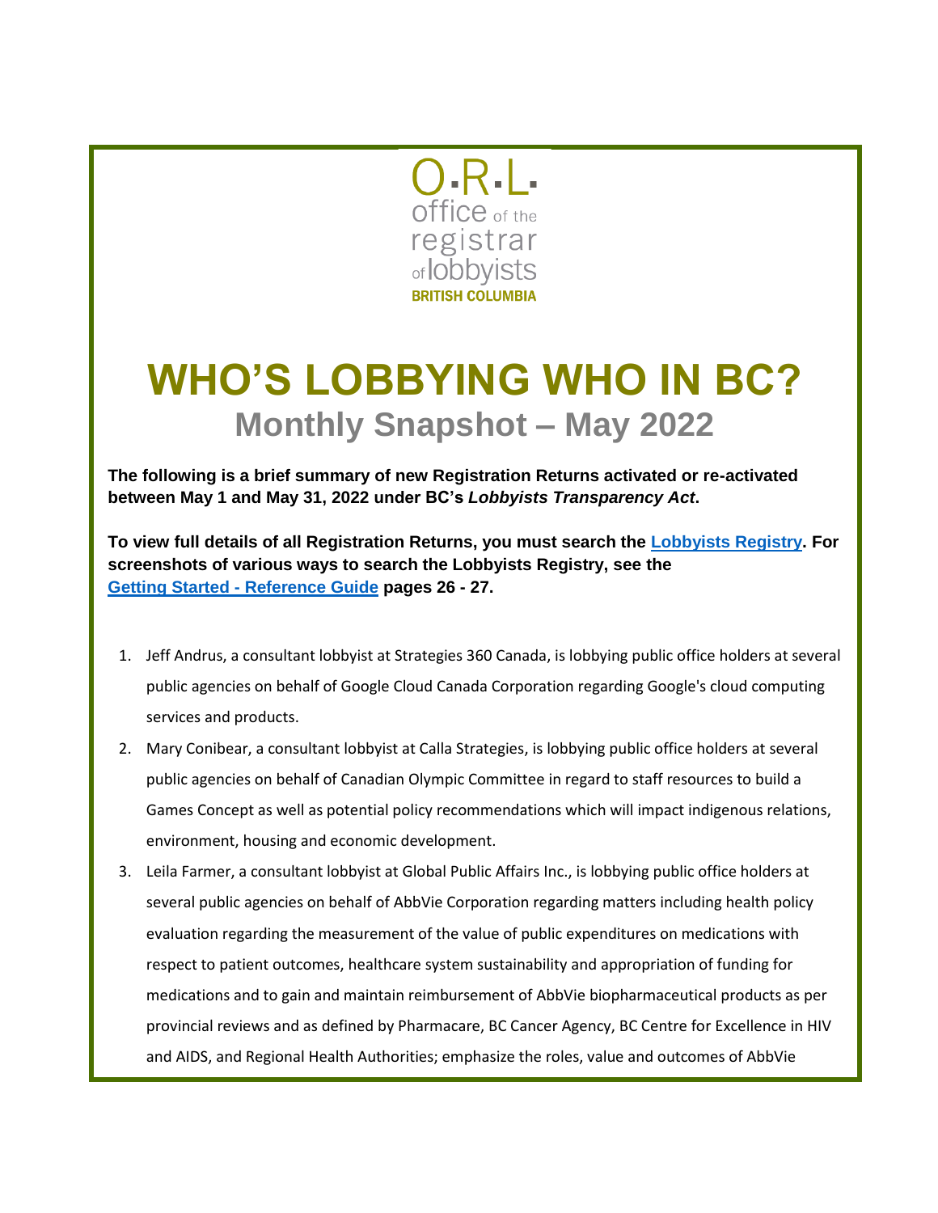O.R.L.
office of the registrar of lobbyists
BRITISH COLUMBIA

# WHO'S LOBBYING WHO IN BC?

## Monthly Snapshot – May 2022

**The following is a brief summary of new Registration Returns activated or re-activated between May 1 and May 31, 2022 under BC's *Lobbyists Transparency Act*.**

**To view full details of all Registration Returns, you must search the [Lobbyists Registry](). For screenshots of various ways to search the Lobbyists Registry, see the [Getting Started - Reference Guide]() pages 26 - 27.**

1. Jeff Andrus, a consultant lobbyist at Strategies 360 Canada, is lobbying public office holders at several public agencies on behalf of Google Cloud Canada Corporation regarding Google's cloud computing services and products.
2. Mary Conibear, a consultant lobbyist at Calla Strategies, is lobbying public office holders at several public agencies on behalf of Canadian Olympic Committee in regard to staff resources to build a Games Concept as well as potential policy recommendations which will impact indigenous relations, environment, housing and economic development.
3. Leila Farmer, a consultant lobbyist at Global Public Affairs Inc., is lobbying public office holders at several public agencies on behalf of AbbVie Corporation regarding matters including health policy evaluation regarding the measurement of the value of public expenditures on medications with respect to patient outcomes, healthcare system sustainability and appropriation of funding for medications and to gain and maintain reimbursement of AbbVie biopharmaceutical products as per provincial reviews and as defined by Pharmacare, BC Cancer Agency, BC Centre for Excellence in HIV and AIDS, and Regional Health Authorities; emphasize the roles, value and outcomes of AbbVie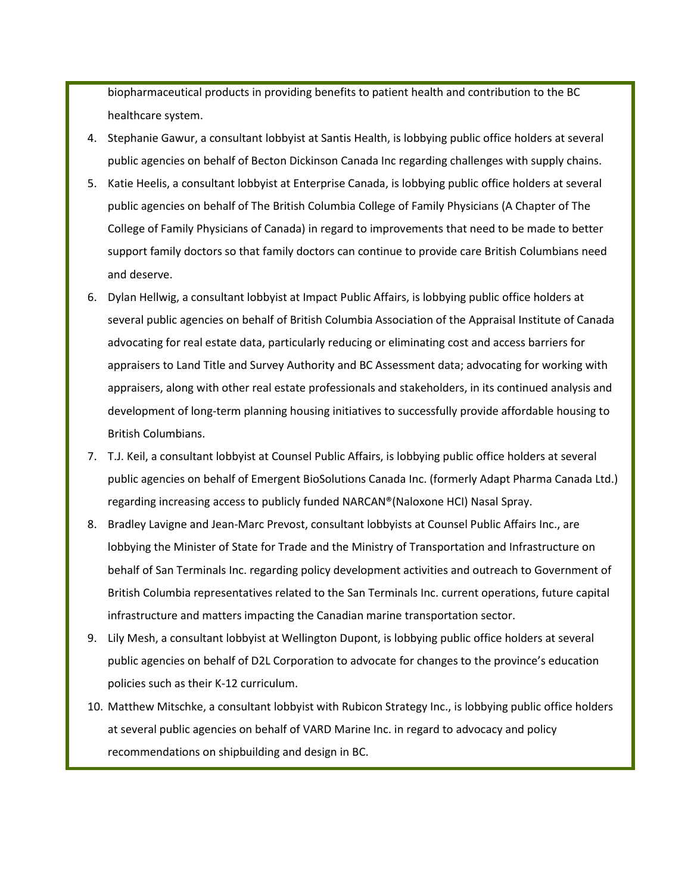biopharmaceutical products in providing benefits to patient health and contribution to the BC healthcare system.

4. Stephanie Gawur, a consultant lobbyist at Santis Health, is lobbying public office holders at several public agencies on behalf of Becton Dickinson Canada Inc regarding challenges with supply chains.
5. Katie Heelis, a consultant lobbyist at Enterprise Canada, is lobbying public office holders at several public agencies on behalf of The British Columbia College of Family Physicians (A Chapter of The College of Family Physicians of Canada) in regard to improvements that need to be made to better support family doctors so that family doctors can continue to provide care British Columbians need and deserve.
6. Dylan Hellwig, a consultant lobbyist at Impact Public Affairs, is lobbying public office holders at several public agencies on behalf of British Columbia Association of the Appraisal Institute of Canada advocating for real estate data, particularly reducing or eliminating cost and access barriers for appraisers to Land Title and Survey Authority and BC Assessment data; advocating for working with appraisers, along with other real estate professionals and stakeholders, in its continued analysis and development of long-term planning housing initiatives to successfully provide affordable housing to British Columbians.
7. T.J. Keil, a consultant lobbyist at Counsel Public Affairs, is lobbying public office holders at several public agencies on behalf of Emergent BioSolutions Canada Inc. (formerly Adapt Pharma Canada Ltd.) regarding increasing access to publicly funded NARCAN®(Naloxone HCl) Nasal Spray.
8. Bradley Lavigne and Jean-Marc Prevost, consultant lobbyists at Counsel Public Affairs Inc., are lobbying the Minister of State for Trade and the Ministry of Transportation and Infrastructure on behalf of San Terminals Inc. regarding policy development activities and outreach to Government of British Columbia representatives related to the San Terminals Inc. current operations, future capital infrastructure and matters impacting the Canadian marine transportation sector.
9. Lily Mesh, a consultant lobbyist at Wellington Dupont, is lobbying public office holders at several public agencies on behalf of D2L Corporation to advocate for changes to the province's education policies such as their K-12 curriculum.
10. Matthew Mitschke, a consultant lobbyist with Rubicon Strategy Inc., is lobbying public office holders at several public agencies on behalf of VARD Marine Inc. in regard to advocacy and policy recommendations on shipbuilding and design in BC.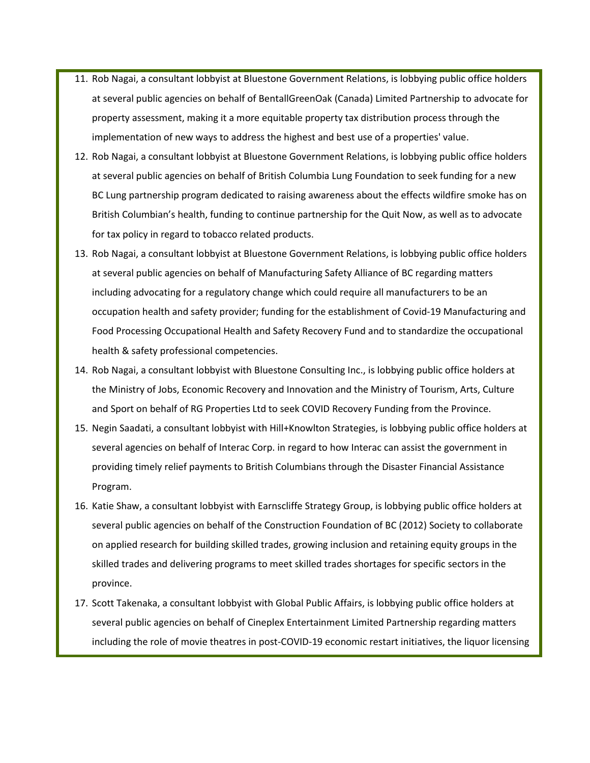11. Rob Nagai, a consultant lobbyist at Bluestone Government Relations, is lobbying public office holders at several public agencies on behalf of BentallGreenOak (Canada) Limited Partnership to advocate for property assessment, making it a more equitable property tax distribution process through the implementation of new ways to address the highest and best use of a properties' value.
12. Rob Nagai, a consultant lobbyist at Bluestone Government Relations, is lobbying public office holders at several public agencies on behalf of British Columbia Lung Foundation to seek funding for a new BC Lung partnership program dedicated to raising awareness about the effects wildfire smoke has on British Columbian's health, funding to continue partnership for the Quit Now, as well as to advocate for tax policy in regard to tobacco related products.
13. Rob Nagai, a consultant lobbyist at Bluestone Government Relations, is lobbying public office holders at several public agencies on behalf of Manufacturing Safety Alliance of BC regarding matters including advocating for a regulatory change which could require all manufacturers to be an occupation health and safety provider; funding for the establishment of Covid-19 Manufacturing and Food Processing Occupational Health and Safety Recovery Fund and to standardize the occupational health & safety professional competencies.
14. Rob Nagai, a consultant lobbyist with Bluestone Consulting Inc., is lobbying public office holders at the Ministry of Jobs, Economic Recovery and Innovation and the Ministry of Tourism, Arts, Culture and Sport on behalf of RG Properties Ltd to seek COVID Recovery Funding from the Province.
15. Negin Saadati, a consultant lobbyist with Hill+Knowlton Strategies, is lobbying public office holders at several agencies on behalf of Interac Corp. in regard to how Interac can assist the government in providing timely relief payments to British Columbians through the Disaster Financial Assistance Program.
16. Katie Shaw, a consultant lobbyist with Earnscliffe Strategy Group, is lobbying public office holders at several public agencies on behalf of the Construction Foundation of BC (2012) Society to collaborate on applied research for building skilled trades, growing inclusion and retaining equity groups in the skilled trades and delivering programs to meet skilled trades shortages for specific sectors in the province.
17. Scott Takenaka, a consultant lobbyist with Global Public Affairs, is lobbying public office holders at several public agencies on behalf of Cineplex Entertainment Limited Partnership regarding matters including the role of movie theatres in post-COVID-19 economic restart initiatives, the liquor licensing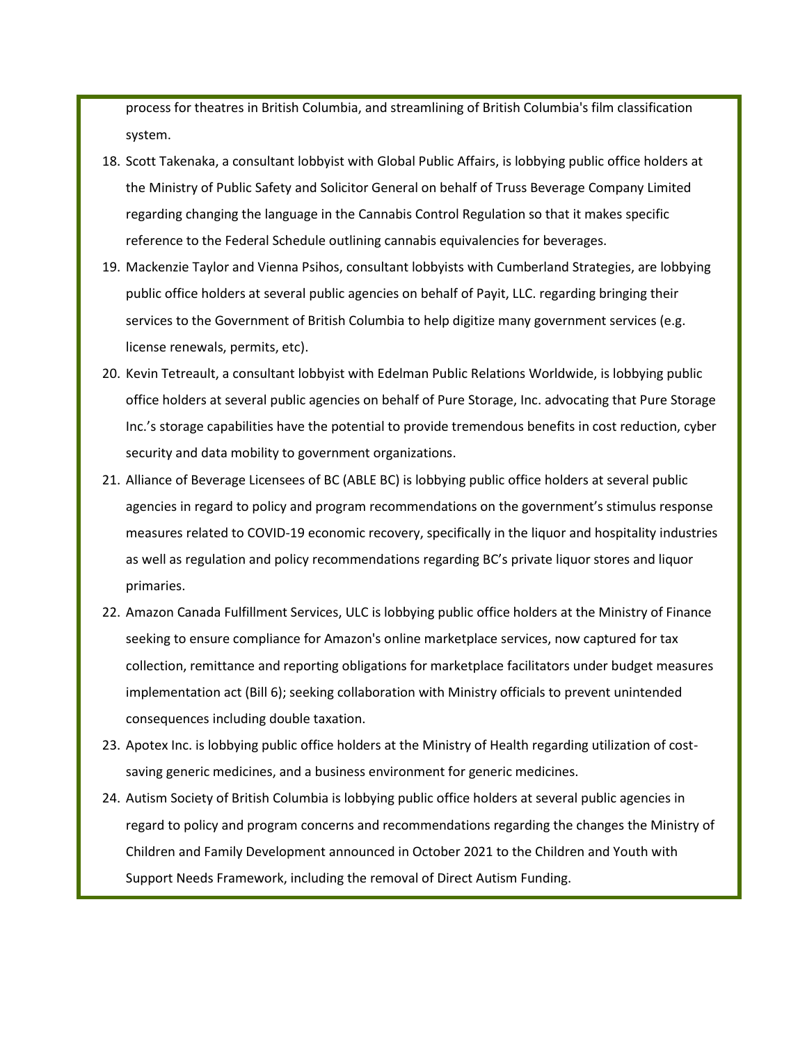process for theatres in British Columbia, and streamlining of British Columbia's film classification system.

18. Scott Takenaka, a consultant lobbyist with Global Public Affairs, is lobbying public office holders at the Ministry of Public Safety and Solicitor General on behalf of Truss Beverage Company Limited regarding changing the language in the Cannabis Control Regulation so that it makes specific reference to the Federal Schedule outlining cannabis equivalencies for beverages.
19. Mackenzie Taylor and Vienna Psihos, consultant lobbyists with Cumberland Strategies, are lobbying public office holders at several public agencies on behalf of Payit, LLC. regarding bringing their services to the Government of British Columbia to help digitize many government services (e.g. license renewals, permits, etc).
20. Kevin Tetreault, a consultant lobbyist with Edelman Public Relations Worldwide, is lobbying public office holders at several public agencies on behalf of Pure Storage, Inc. advocating that Pure Storage Inc.'s storage capabilities have the potential to provide tremendous benefits in cost reduction, cyber security and data mobility to government organizations.
21. Alliance of Beverage Licensees of BC (ABLE BC) is lobbying public office holders at several public agencies in regard to policy and program recommendations on the government's stimulus response measures related to COVID-19 economic recovery, specifically in the liquor and hospitality industries as well as regulation and policy recommendations regarding BC's private liquor stores and liquor primaries.
22. Amazon Canada Fulfillment Services, ULC is lobbying public office holders at the Ministry of Finance seeking to ensure compliance for Amazon's online marketplace services, now captured for tax collection, remittance and reporting obligations for marketplace facilitators under budget measures implementation act (Bill 6); seeking collaboration with Ministry officials to prevent unintended consequences including double taxation.
23. Apotex Inc. is lobbying public office holders at the Ministry of Health regarding utilization of cost-saving generic medicines, and a business environment for generic medicines.
24. Autism Society of British Columbia is lobbying public office holders at several public agencies in regard to policy and program concerns and recommendations regarding the changes the Ministry of Children and Family Development announced in October 2021 to the Children and Youth with Support Needs Framework, including the removal of Direct Autism Funding.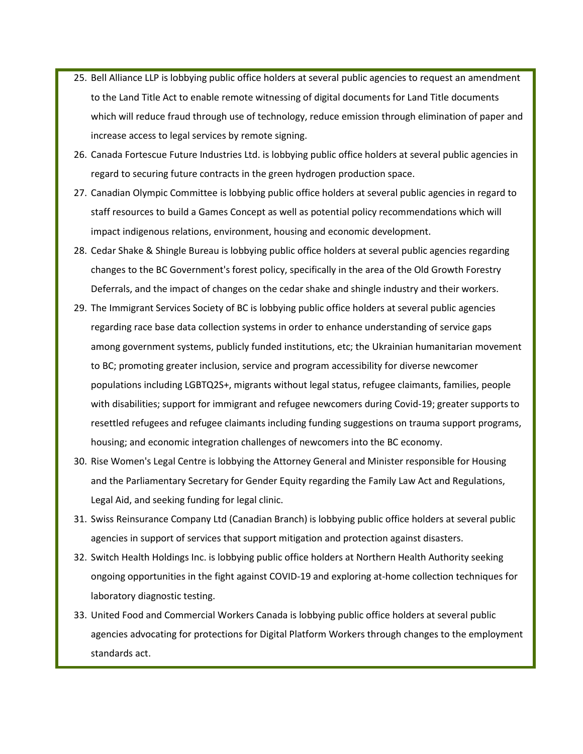25. Bell Alliance LLP is lobbying public office holders at several public agencies to request an amendment to the Land Title Act to enable remote witnessing of digital documents for Land Title documents which will reduce fraud through use of technology, reduce emission through elimination of paper and increase access to legal services by remote signing.
26. Canada Fortescue Future Industries Ltd. is lobbying public office holders at several public agencies in regard to securing future contracts in the green hydrogen production space.
27. Canadian Olympic Committee is lobbying public office holders at several public agencies in regard to staff resources to build a Games Concept as well as potential policy recommendations which will impact indigenous relations, environment, housing and economic development.
28. Cedar Shake & Shingle Bureau is lobbying public office holders at several public agencies regarding changes to the BC Government's forest policy, specifically in the area of the Old Growth Forestry Deferrals, and the impact of changes on the cedar shake and shingle industry and their workers.
29. The Immigrant Services Society of BC is lobbying public office holders at several public agencies regarding race base data collection systems in order to enhance understanding of service gaps among government systems, publicly funded institutions, etc; the Ukrainian humanitarian movement to BC; promoting greater inclusion, service and program accessibility for diverse newcomer populations including LGBTQ2S+, migrants without legal status, refugee claimants, families, people with disabilities; support for immigrant and refugee newcomers during Covid-19; greater supports to resettled refugees and refugee claimants including funding suggestions on trauma support programs, housing; and economic integration challenges of newcomers into the BC economy.
30. Rise Women's Legal Centre is lobbying the Attorney General and Minister responsible for Housing and the Parliamentary Secretary for Gender Equity regarding the Family Law Act and Regulations, Legal Aid, and seeking funding for legal clinic.
31. Swiss Reinsurance Company Ltd (Canadian Branch) is lobbying public office holders at several public agencies in support of services that support mitigation and protection against disasters.
32. Switch Health Holdings Inc. is lobbying public office holders at Northern Health Authority seeking ongoing opportunities in the fight against COVID-19 and exploring at-home collection techniques for laboratory diagnostic testing.
33. United Food and Commercial Workers Canada is lobbying public office holders at several public agencies advocating for protections for Digital Platform Workers through changes to the employment standards act.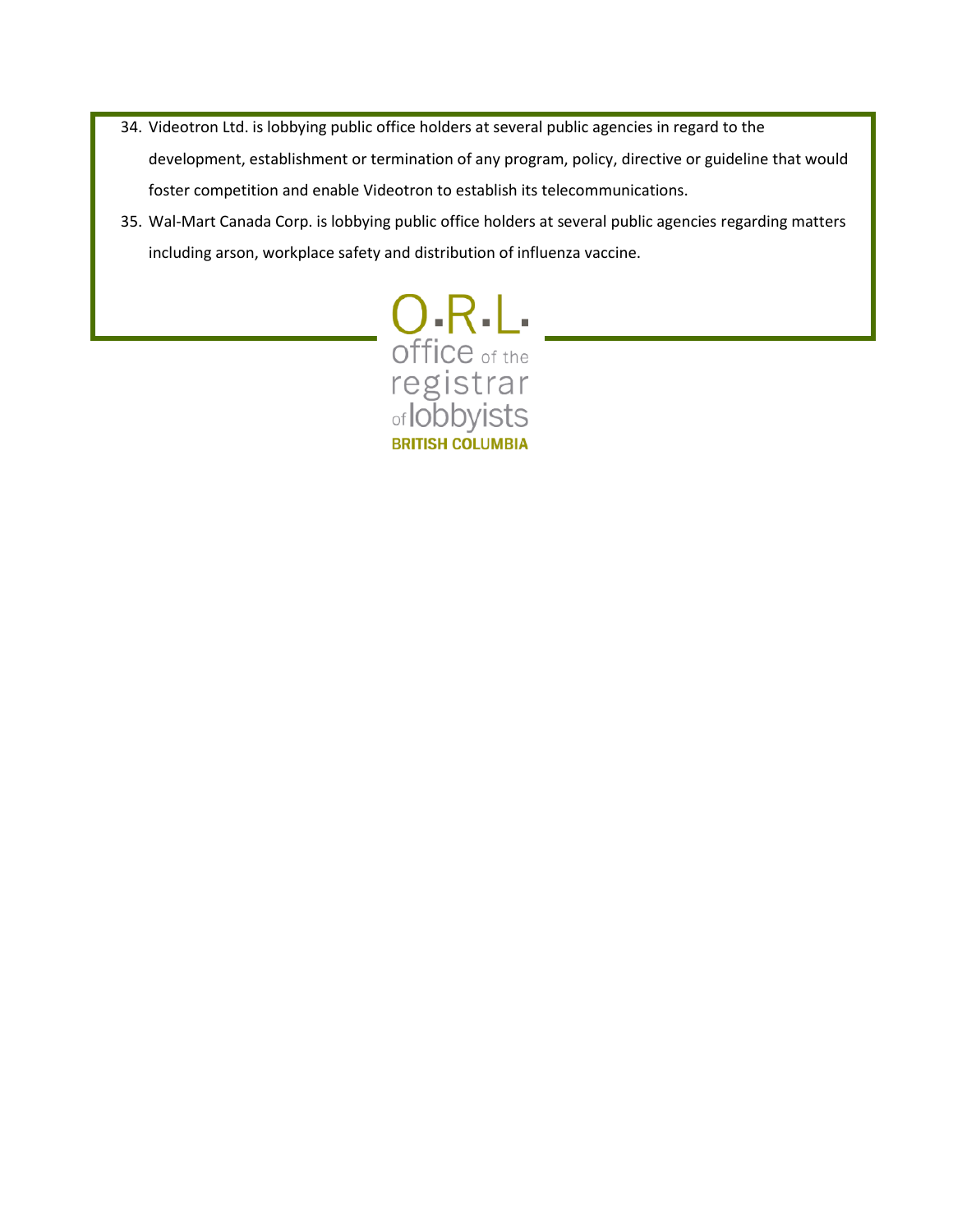34. Videotron Ltd. is lobbying public office holders at several public agencies in regard to the development, establishment or termination of any program, policy, directive or guideline that would foster competition and enable Videotron to establish its telecommunications.
35. Wal-Mart Canada Corp. is lobbying public office holders at several public agencies regarding matters including arson, workplace safety and distribution of influenza vaccine.

O.R.L.
office of the registrar of lobbyists
BRITISH COLUMBIA